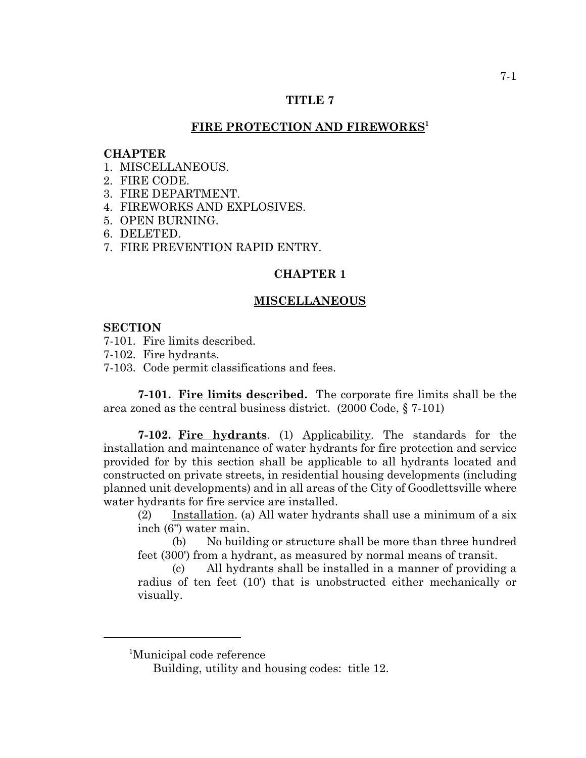# TITLE 7

## FIRE PROTECTION AND FIREWORKS[1]

**CHAPTER**
1. MISCELLANEOUS.
2. FIRE CODE.
3. FIRE DEPARTMENT.
4. FIREWORKS AND EXPLOSIVES.
5. OPEN BURNING.
6. DELETED.
7. FIRE PREVENTION RAPID ENTRY.

## CHAPTER 1

## MISCELLANEOUS

**SECTION**
7-101. Fire limits described.
7-102. Fire hydrants.
7-103. Code permit classifications and fees.

**7-101. Fire limits described.** The corporate fire limits shall be the area zoned as the central business district. (2000 Code, § 7-101)

**7-102. Fire hydrants**. (1) Applicability. The standards for the installation and maintenance of water hydrants for fire protection and service provided for by this section shall be applicable to all hydrants located and constructed on private streets, in residential housing developments (including planned unit developments) and in all areas of the City of Goodlettsville where water hydrants for fire service are installed.

(2) Installation. (a) All water hydrants shall use a minimum of a six inch (6") water main.

(b) No building or structure shall be more than three hundred feet (300') from a hydrant, as measured by normal means of transit.

(c) All hydrants shall be installed in a manner of providing a radius of ten feet (10') that is unobstructed either mechanically or visually.

---

[1]Municipal code reference

Building, utility and housing codes: title 12.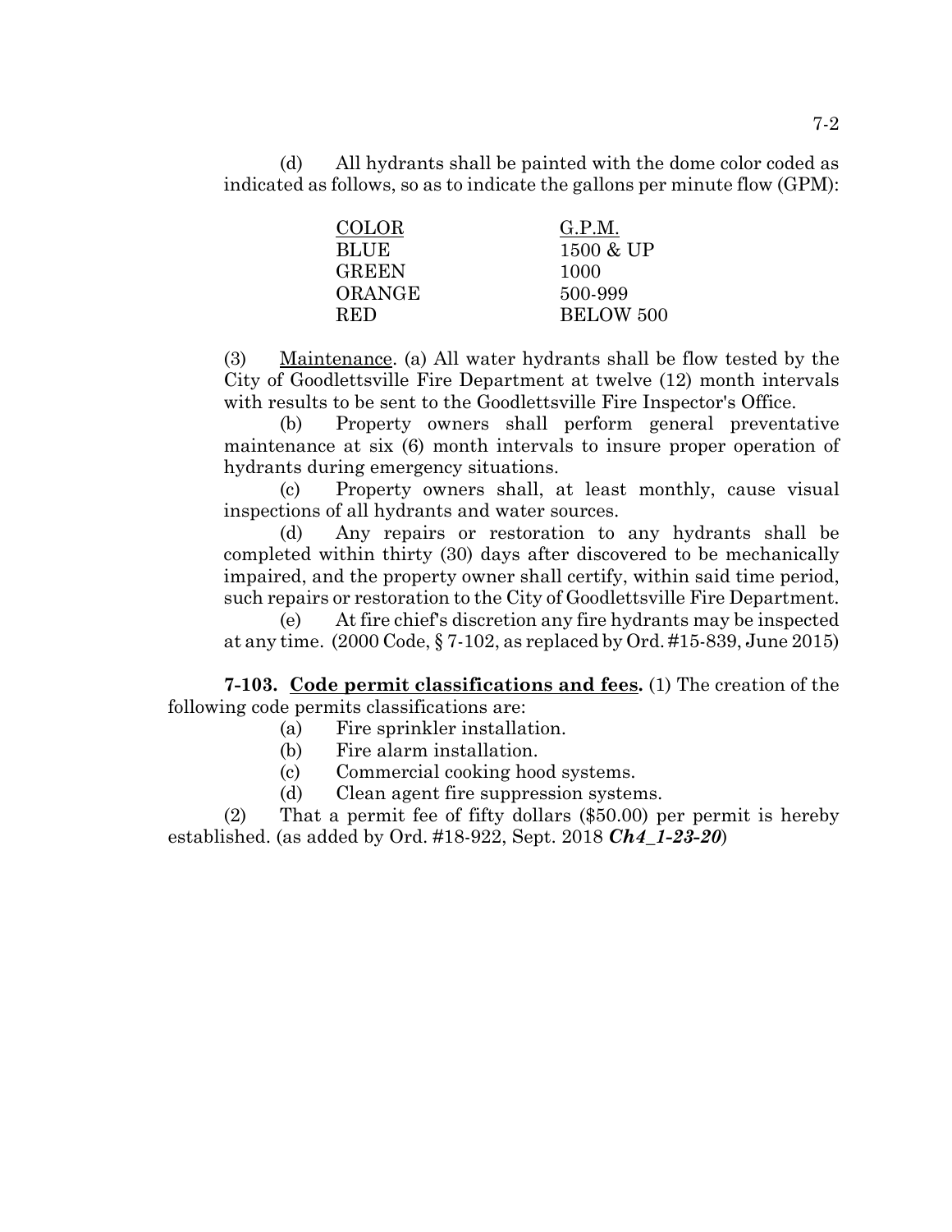(d) All hydrants shall be painted with the dome color coded as indicated as follows, so as to indicate the gallons per minute flow (GPM):

| COLOR | G.P.M. |
|---|---|
| BLUE | 1500 & UP |
| GREEN | 1000 |
| ORANGE | 500-999 |
| RED | BELOW 500 |

(3) Maintenance. (a) All water hydrants shall be flow tested by the City of Goodlettsville Fire Department at twelve (12) month intervals with results to be sent to the Goodlettsville Fire Inspector's Office.

(b) Property owners shall perform general preventative maintenance at six (6) month intervals to insure proper operation of hydrants during emergency situations.

(c) Property owners shall, at least monthly, cause visual inspections of all hydrants and water sources.

(d) Any repairs or restoration to any hydrants shall be completed within thirty (30) days after discovered to be mechanically impaired, and the property owner shall certify, within said time period, such repairs or restoration to the City of Goodlettsville Fire Department.

(e) At fire chief's discretion any fire hydrants may be inspected at any time. (2000 Code, § 7-102, as replaced by Ord. #15-839, June 2015)

**7-103. Code permit classifications and fees.** (1) The creation of the following code permits classifications are:

(a) Fire sprinkler installation.

(b) Fire alarm installation.

(c) Commercial cooking hood systems.

(d) Clean agent fire suppression systems.

(2) That a permit fee of fifty dollars ($50.00) per permit is hereby established. (as added by Ord. #18-922, Sept. 2018 ***Ch4_1-23-20***)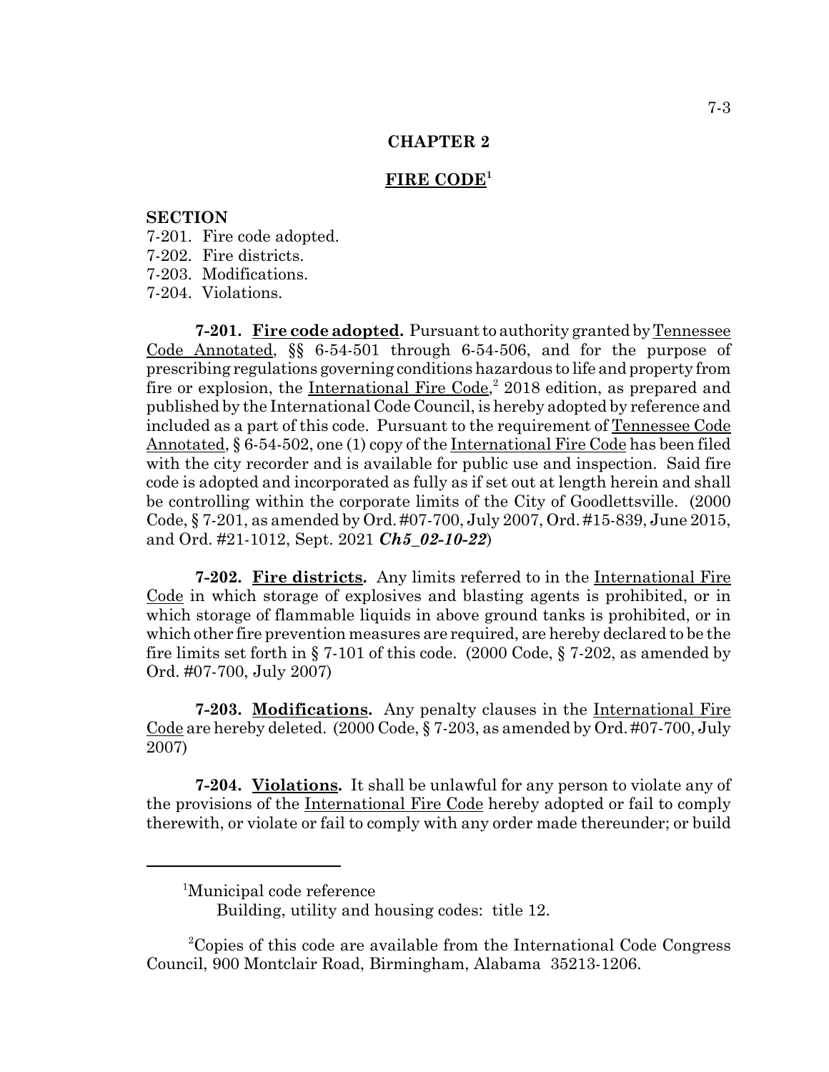## CHAPTER 2

## FIRE CODE[1]

**SECTION**

7-201. Fire code adopted.
7-202. Fire districts.
7-203. Modifications.
7-204. Violations.

**7-201. Fire code adopted.** Pursuant to authority granted by Tennessee Code Annotated, §§ 6-54-501 through 6-54-506, and for the purpose of prescribing regulations governing conditions hazardous to life and property from fire or explosion, the International Fire Code,[2] 2018 edition, as prepared and published by the International Code Council, is hereby adopted by reference and included as a part of this code. Pursuant to the requirement of Tennessee Code Annotated, § 6-54-502, one (1) copy of the International Fire Code has been filed with the city recorder and is available for public use and inspection. Said fire code is adopted and incorporated as fully as if set out at length herein and shall be controlling within the corporate limits of the City of Goodlettsville. (2000 Code, § 7-201, as amended by Ord. #07-700, July 2007, Ord. #15-839, June 2015, and Ord. #21-1012, Sept. 2021 ***Ch5_02-10-22***)

**7-202. Fire districts.** Any limits referred to in the International Fire Code in which storage of explosives and blasting agents is prohibited, or in which storage of flammable liquids in above ground tanks is prohibited, or in which other fire prevention measures are required, are hereby declared to be the fire limits set forth in § 7-101 of this code. (2000 Code, § 7-202, as amended by Ord. #07-700, July 2007)

**7-203. Modifications.** Any penalty clauses in the International Fire Code are hereby deleted. (2000 Code, § 7-203, as amended by Ord. #07-700, July 2007)

**7-204. Violations.** It shall be unlawful for any person to violate any of the provisions of the International Fire Code hereby adopted or fail to comply therewith, or violate or fail to comply with any order made thereunder; or build

---

[1]Municipal code reference

Building, utility and housing codes: title 12.

[2]Copies of this code are available from the International Code Congress Council, 900 Montclair Road, Birmingham, Alabama 35213-1206.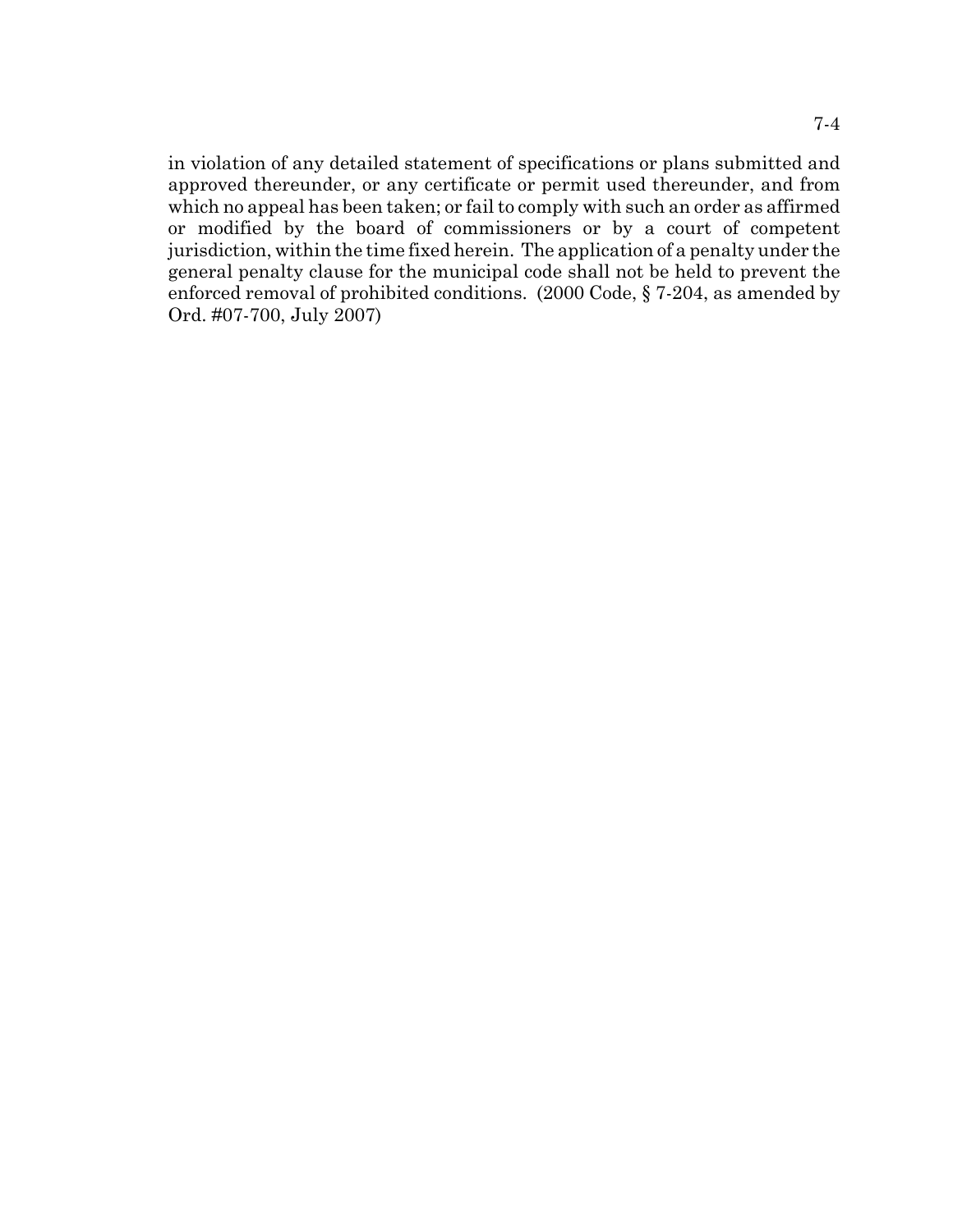in violation of any detailed statement of specifications or plans submitted and approved thereunder, or any certificate or permit used thereunder, and from which no appeal has been taken; or fail to comply with such an order as affirmed or modified by the board of commissioners or by a court of competent jurisdiction, within the time fixed herein. The application of a penalty under the general penalty clause for the municipal code shall not be held to prevent the enforced removal of prohibited conditions. (2000 Code, § 7-204, as amended by Ord. #07-700, July 2007)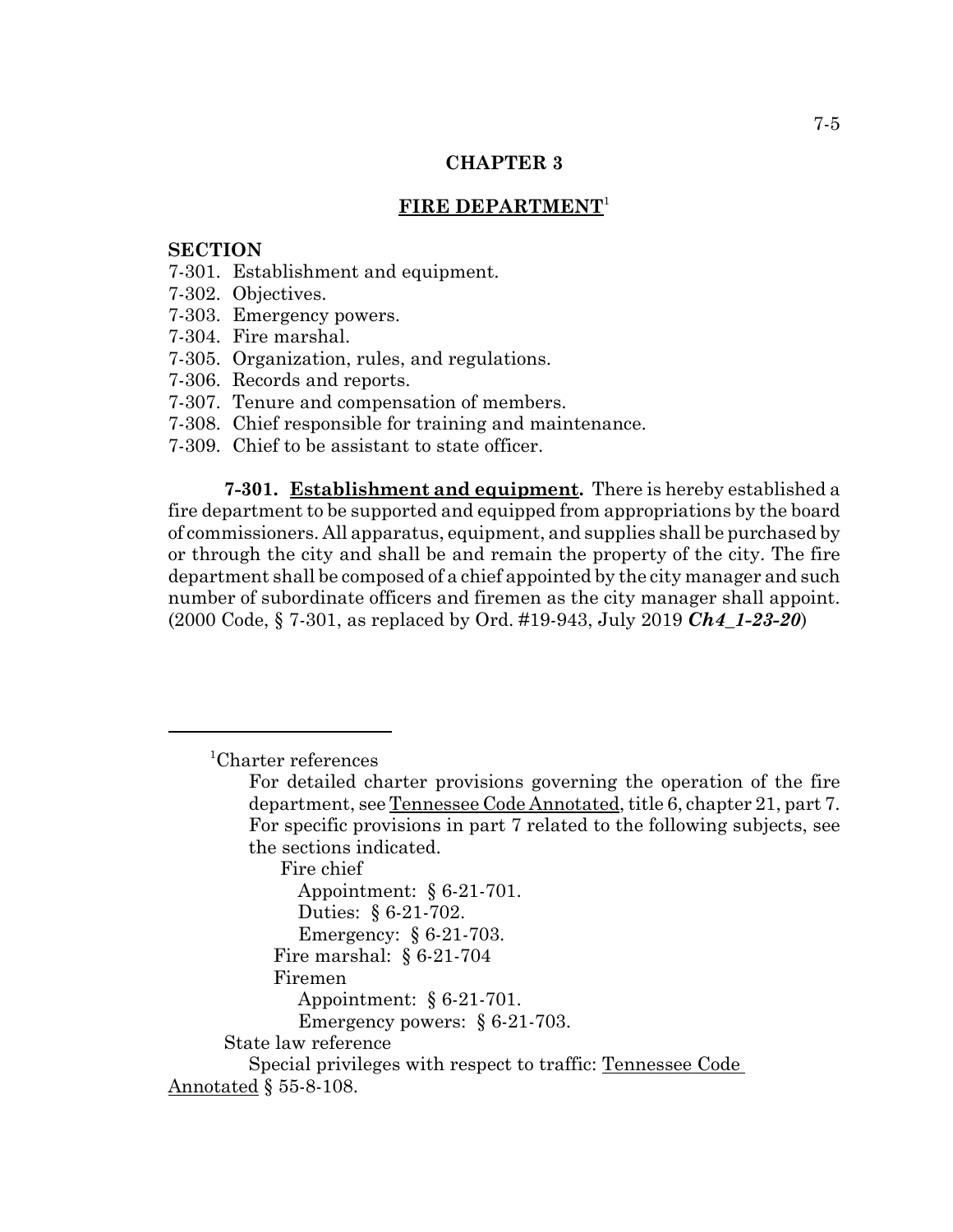## CHAPTER 3

## FIRE DEPARTMENT[1]

**SECTION**

7-301. Establishment and equipment.
7-302. Objectives.
7-303. Emergency powers.
7-304. Fire marshal.
7-305. Organization, rules, and regulations.
7-306. Records and reports.
7-307. Tenure and compensation of members.
7-308. Chief responsible for training and maintenance.
7-309. Chief to be assistant to state officer.

**7-301. Establishment and equipment.** There is hereby established a fire department to be supported and equipped from appropriations by the board of commissioners. All apparatus, equipment, and supplies shall be purchased by or through the city and shall be and remain the property of the city. The fire department shall be composed of a chief appointed by the city manager and such number of subordinate officers and firemen as the city manager shall appoint. (2000 Code, § 7-301, as replaced by Ord. #19-943, July 2019 ***Ch4_1-23-20***)

---

[1]Charter references

For detailed charter provisions governing the operation of the fire department, see Tennessee Code Annotated, title 6, chapter 21, part 7. For specific provisions in part 7 related to the following subjects, see the sections indicated.

Fire chief
- Appointment: § 6-21-701.
- Duties: § 6-21-702.
- Emergency: § 6-21-703.

Fire marshal: § 6-21-704

Firemen
- Appointment: § 6-21-701.
- Emergency powers: § 6-21-703.

State law reference

Special privileges with respect to traffic: Tennessee Code Annotated § 55-8-108.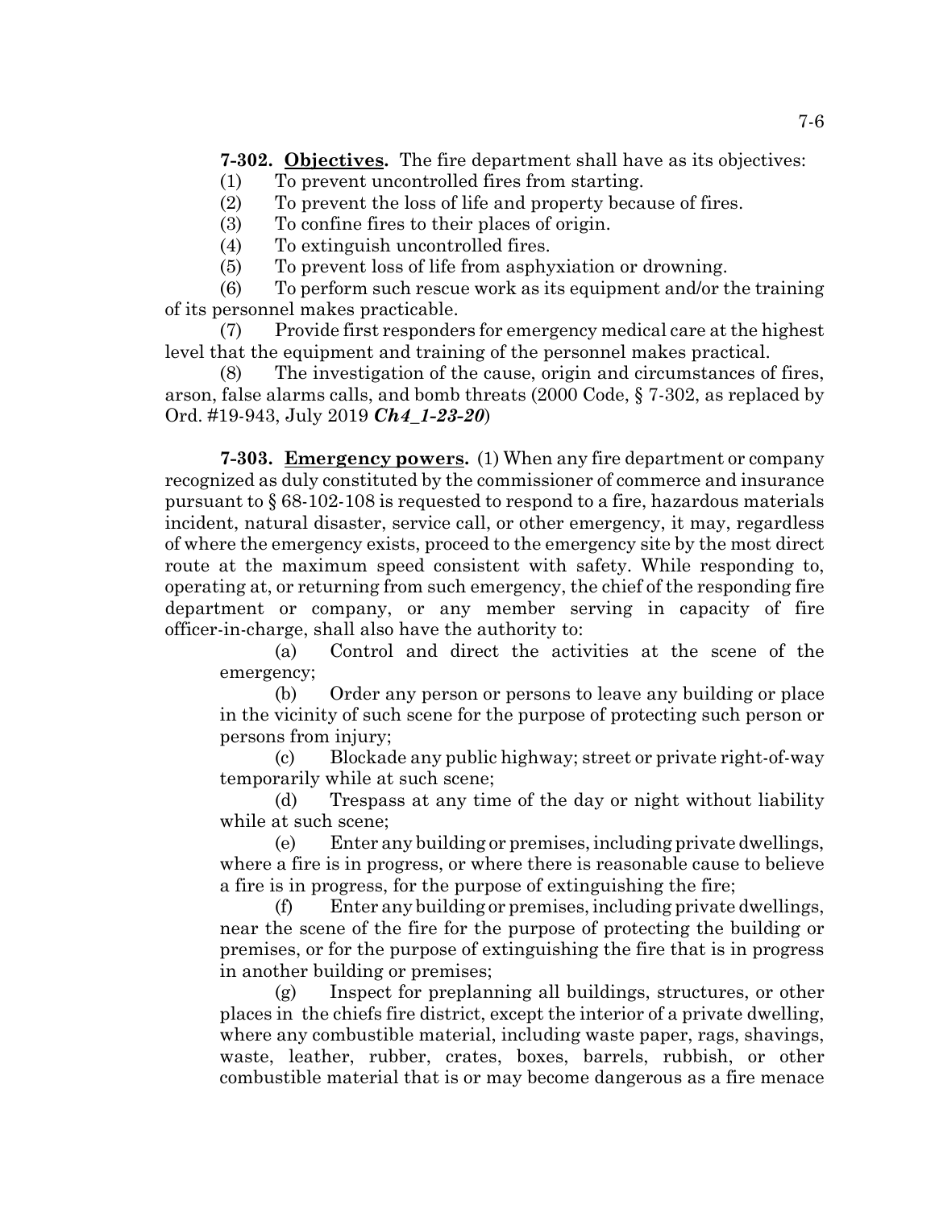**7-302. Objectives.** The fire department shall have as its objectives:

(1) To prevent uncontrolled fires from starting.

(2) To prevent the loss of life and property because of fires.

(3) To confine fires to their places of origin.

(4) To extinguish uncontrolled fires.

(5) To prevent loss of life from asphyxiation or drowning.

(6) To perform such rescue work as its equipment and/or the training of its personnel makes practicable.

(7) Provide first responders for emergency medical care at the highest level that the equipment and training of the personnel makes practical.

(8) The investigation of the cause, origin and circumstances of fires, arson, false alarms calls, and bomb threats (2000 Code, § 7-302, as replaced by Ord. #19-943, July 2019 ***Ch4_1-23-20***)

**7-303. Emergency powers.** (1) When any fire department or company recognized as duly constituted by the commissioner of commerce and insurance pursuant to § 68-102-108 is requested to respond to a fire, hazardous materials incident, natural disaster, service call, or other emergency, it may, regardless of where the emergency exists, proceed to the emergency site by the most direct route at the maximum speed consistent with safety. While responding to, operating at, or returning from such emergency, the chief of the responding fire department or company, or any member serving in capacity of fire officer-in-charge, shall also have the authority to:

(a) Control and direct the activities at the scene of the emergency;

(b) Order any person or persons to leave any building or place in the vicinity of such scene for the purpose of protecting such person or persons from injury;

(c) Blockade any public highway; street or private right-of-way temporarily while at such scene;

(d) Trespass at any time of the day or night without liability while at such scene;

(e) Enter any building or premises, including private dwellings, where a fire is in progress, or where there is reasonable cause to believe a fire is in progress, for the purpose of extinguishing the fire;

(f) Enter any building or premises, including private dwellings, near the scene of the fire for the purpose of protecting the building or premises, or for the purpose of extinguishing the fire that is in progress in another building or premises;

(g) Inspect for preplanning all buildings, structures, or other places in the chiefs fire district, except the interior of a private dwelling, where any combustible material, including waste paper, rags, shavings, waste, leather, rubber, crates, boxes, barrels, rubbish, or other combustible material that is or may become dangerous as a fire menace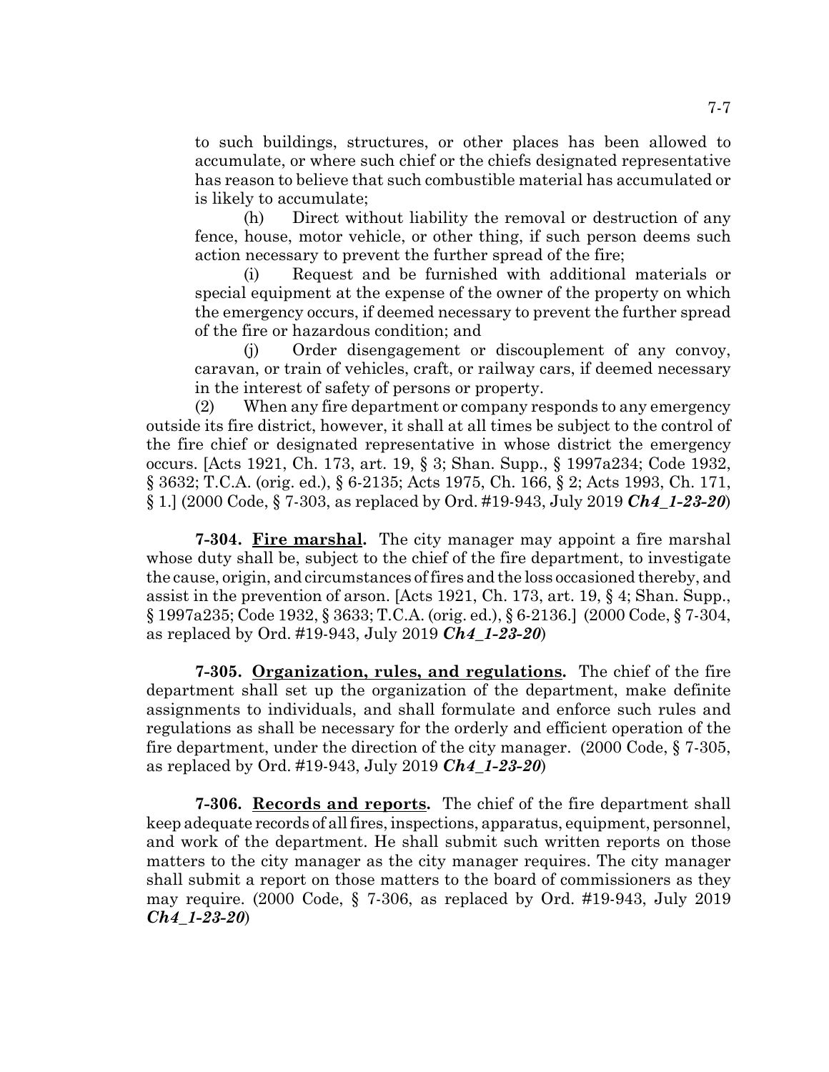to such buildings, structures, or other places has been allowed to accumulate, or where such chief or the chiefs designated representative has reason to believe that such combustible material has accumulated or is likely to accumulate;

(h) Direct without liability the removal or destruction of any fence, house, motor vehicle, or other thing, if such person deems such action necessary to prevent the further spread of the fire;

(i) Request and be furnished with additional materials or special equipment at the expense of the owner of the property on which the emergency occurs, if deemed necessary to prevent the further spread of the fire or hazardous condition; and

(j) Order disengagement or discouplement of any convoy, caravan, or train of vehicles, craft, or railway cars, if deemed necessary in the interest of safety of persons or property.

(2) When any fire department or company responds to any emergency outside its fire district, however, it shall at all times be subject to the control of the fire chief or designated representative in whose district the emergency occurs. [Acts 1921, Ch. 173, art. 19, § 3; Shan. Supp., § 1997a234; Code 1932, § 3632; T.C.A. (orig. ed.), § 6-2135; Acts 1975, Ch. 166, § 2; Acts 1993, Ch. 171, § 1.] (2000 Code, § 7-303, as replaced by Ord. #19-943, July 2019 ***Ch4_1-23-20***)

**7-304. Fire marshal.** The city manager may appoint a fire marshal whose duty shall be, subject to the chief of the fire department, to investigate the cause, origin, and circumstances of fires and the loss occasioned thereby, and assist in the prevention of arson. [Acts 1921, Ch. 173, art. 19, § 4; Shan. Supp., § 1997a235; Code 1932, § 3633; T.C.A. (orig. ed.), § 6-2136.] (2000 Code, § 7-304, as replaced by Ord. #19-943, July 2019 ***Ch4_1-23-20***)

**7-305. Organization, rules, and regulations.** The chief of the fire department shall set up the organization of the department, make definite assignments to individuals, and shall formulate and enforce such rules and regulations as shall be necessary for the orderly and efficient operation of the fire department, under the direction of the city manager. (2000 Code, § 7-305, as replaced by Ord. #19-943, July 2019 ***Ch4_1-23-20***)

**7-306. Records and reports.** The chief of the fire department shall keep adequate records of all fires, inspections, apparatus, equipment, personnel, and work of the department. He shall submit such written reports on those matters to the city manager as the city manager requires. The city manager shall submit a report on those matters to the board of commissioners as they may require. (2000 Code, § 7-306, as replaced by Ord. #19-943, July 2019 ***Ch4_1-23-20***)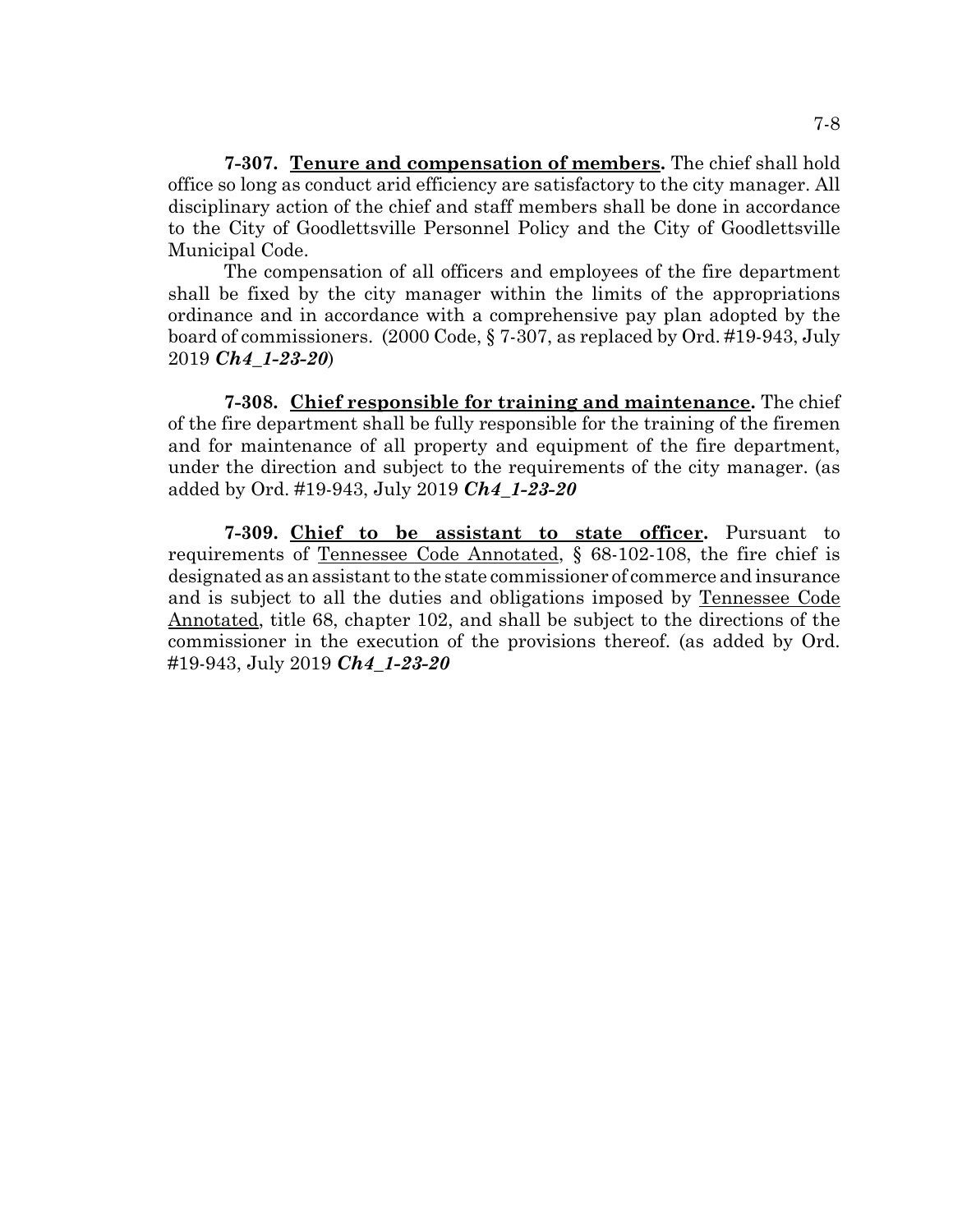**7-307. Tenure and compensation of members.** The chief shall hold office so long as conduct arid efficiency are satisfactory to the city manager. All disciplinary action of the chief and staff members shall be done in accordance to the City of Goodlettsville Personnel Policy and the City of Goodlettsville Municipal Code.

The compensation of all officers and employees of the fire department shall be fixed by the city manager within the limits of the appropriations ordinance and in accordance with a comprehensive pay plan adopted by the board of commissioners. (2000 Code, § 7-307, as replaced by Ord. #19-943, July 2019 ***Ch4_1-23-20***)

**7-308. Chief responsible for training and maintenance.** The chief of the fire department shall be fully responsible for the training of the firemen and for maintenance of all property and equipment of the fire department, under the direction and subject to the requirements of the city manager. (as added by Ord. #19-943, July 2019 ***Ch4_1-23-20***

**7-309. Chief to be assistant to state officer.** Pursuant to requirements of Tennessee Code Annotated, § 68-102-108, the fire chief is designated as an assistant to the state commissioner of commerce and insurance and is subject to all the duties and obligations imposed by Tennessee Code Annotated, title 68, chapter 102, and shall be subject to the directions of the commissioner in the execution of the provisions thereof. (as added by Ord. #19-943, July 2019 ***Ch4_1-23-20***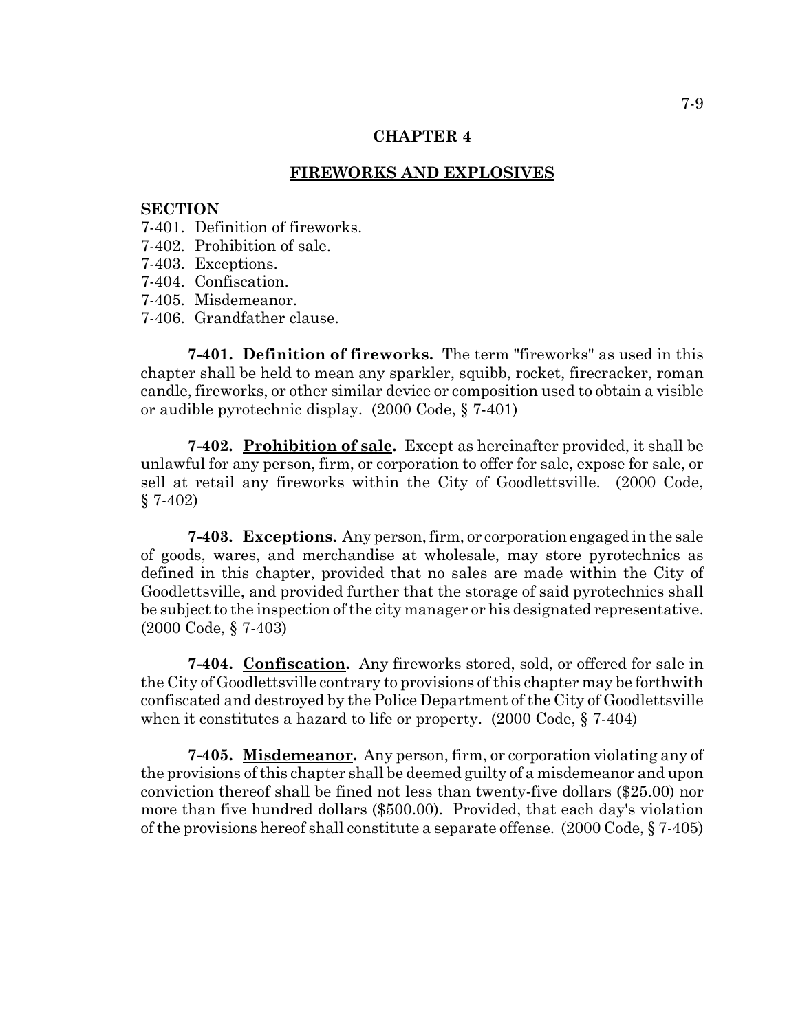# CHAPTER 4

## FIREWORKS AND EXPLOSIVES

**SECTION**

7-401. Definition of fireworks.
7-402. Prohibition of sale.
7-403. Exceptions.
7-404. Confiscation.
7-405. Misdemeanor.
7-406. Grandfather clause.

**7-401. Definition of fireworks.** The term "fireworks" as used in this chapter shall be held to mean any sparkler, squibb, rocket, firecracker, roman candle, fireworks, or other similar device or composition used to obtain a visible or audible pyrotechnic display. (2000 Code, § 7-401)

**7-402. Prohibition of sale.** Except as hereinafter provided, it shall be unlawful for any person, firm, or corporation to offer for sale, expose for sale, or sell at retail any fireworks within the City of Goodlettsville. (2000 Code, § 7-402)

**7-403. Exceptions.** Any person, firm, or corporation engaged in the sale of goods, wares, and merchandise at wholesale, may store pyrotechnics as defined in this chapter, provided that no sales are made within the City of Goodlettsville, and provided further that the storage of said pyrotechnics shall be subject to the inspection of the city manager or his designated representative. (2000 Code, § 7-403)

**7-404. Confiscation.** Any fireworks stored, sold, or offered for sale in the City of Goodlettsville contrary to provisions of this chapter may be forthwith confiscated and destroyed by the Police Department of the City of Goodlettsville when it constitutes a hazard to life or property. (2000 Code, § 7-404)

**7-405. Misdemeanor.** Any person, firm, or corporation violating any of the provisions of this chapter shall be deemed guilty of a misdemeanor and upon conviction thereof shall be fined not less than twenty-five dollars ($25.00) nor more than five hundred dollars ($500.00). Provided, that each day's violation of the provisions hereof shall constitute a separate offense. (2000 Code, § 7-405)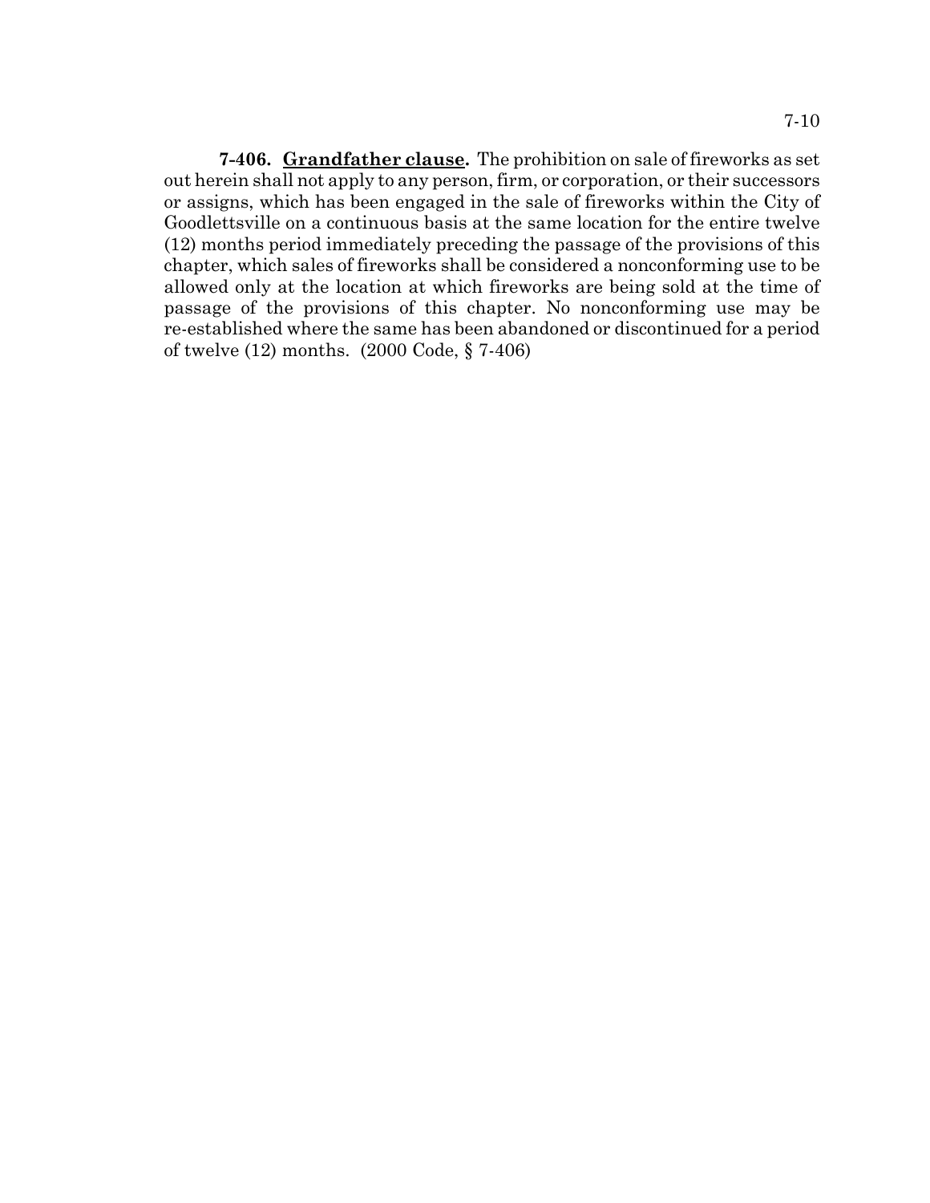**7-406. Grandfather clause.** The prohibition on sale of fireworks as set out herein shall not apply to any person, firm, or corporation, or their successors or assigns, which has been engaged in the sale of fireworks within the City of Goodlettsville on a continuous basis at the same location for the entire twelve (12) months period immediately preceding the passage of the provisions of this chapter, which sales of fireworks shall be considered a nonconforming use to be allowed only at the location at which fireworks are being sold at the time of passage of the provisions of this chapter. No nonconforming use may be re-established where the same has been abandoned or discontinued for a period of twelve (12) months. (2000 Code, § 7-406)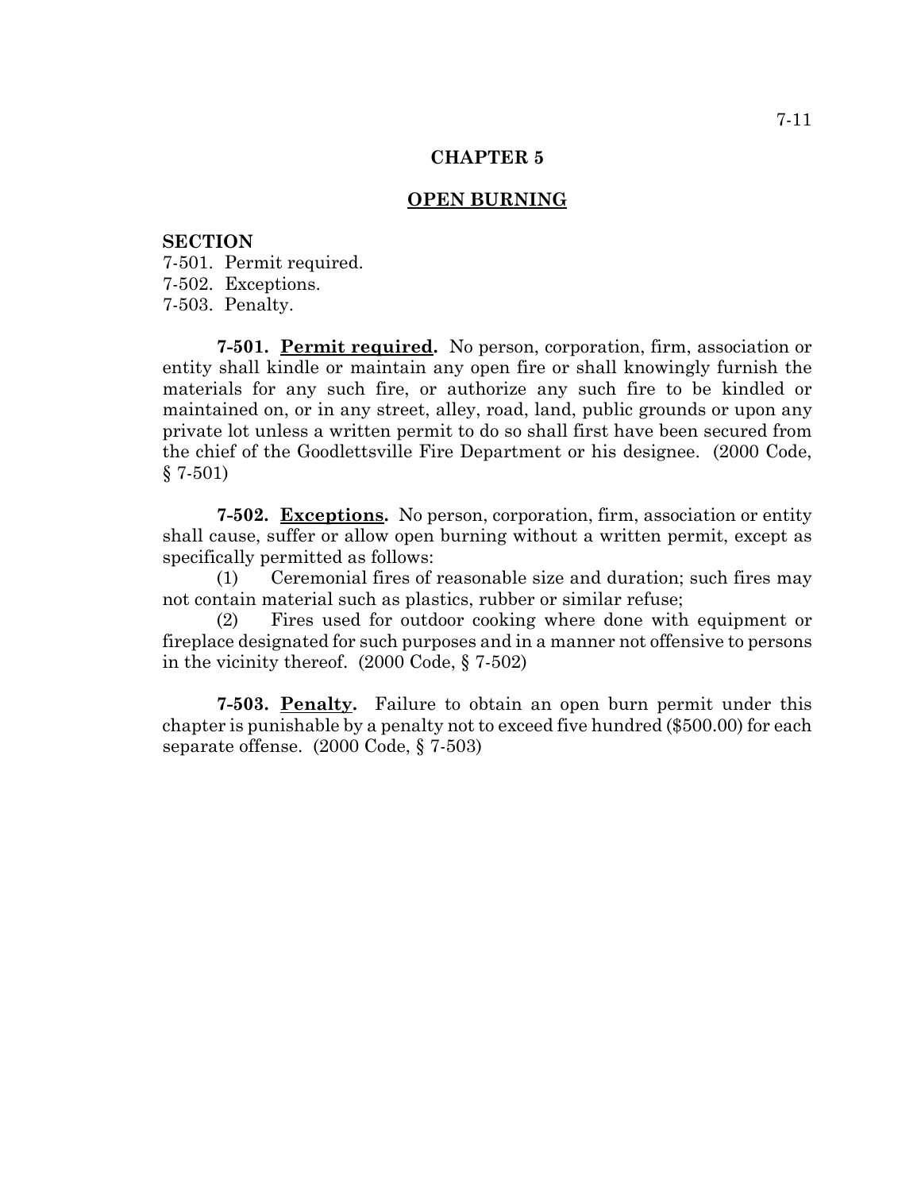# CHAPTER 5

## OPEN BURNING

**SECTION**

7-501. Permit required.
7-502. Exceptions.
7-503. Penalty.

**7-501. Permit required.** No person, corporation, firm, association or entity shall kindle or maintain any open fire or shall knowingly furnish the materials for any such fire, or authorize any such fire to be kindled or maintained on, or in any street, alley, road, land, public grounds or upon any private lot unless a written permit to do so shall first have been secured from the chief of the Goodlettsville Fire Department or his designee. (2000 Code, § 7-501)

**7-502. Exceptions.** No person, corporation, firm, association or entity shall cause, suffer or allow open burning without a written permit, except as specifically permitted as follows:

(1) Ceremonial fires of reasonable size and duration; such fires may not contain material such as plastics, rubber or similar refuse;

(2) Fires used for outdoor cooking where done with equipment or fireplace designated for such purposes and in a manner not offensive to persons in the vicinity thereof. (2000 Code, § 7-502)

**7-503. Penalty.** Failure to obtain an open burn permit under this chapter is punishable by a penalty not to exceed five hundred ($500.00) for each separate offense. (2000 Code, § 7-503)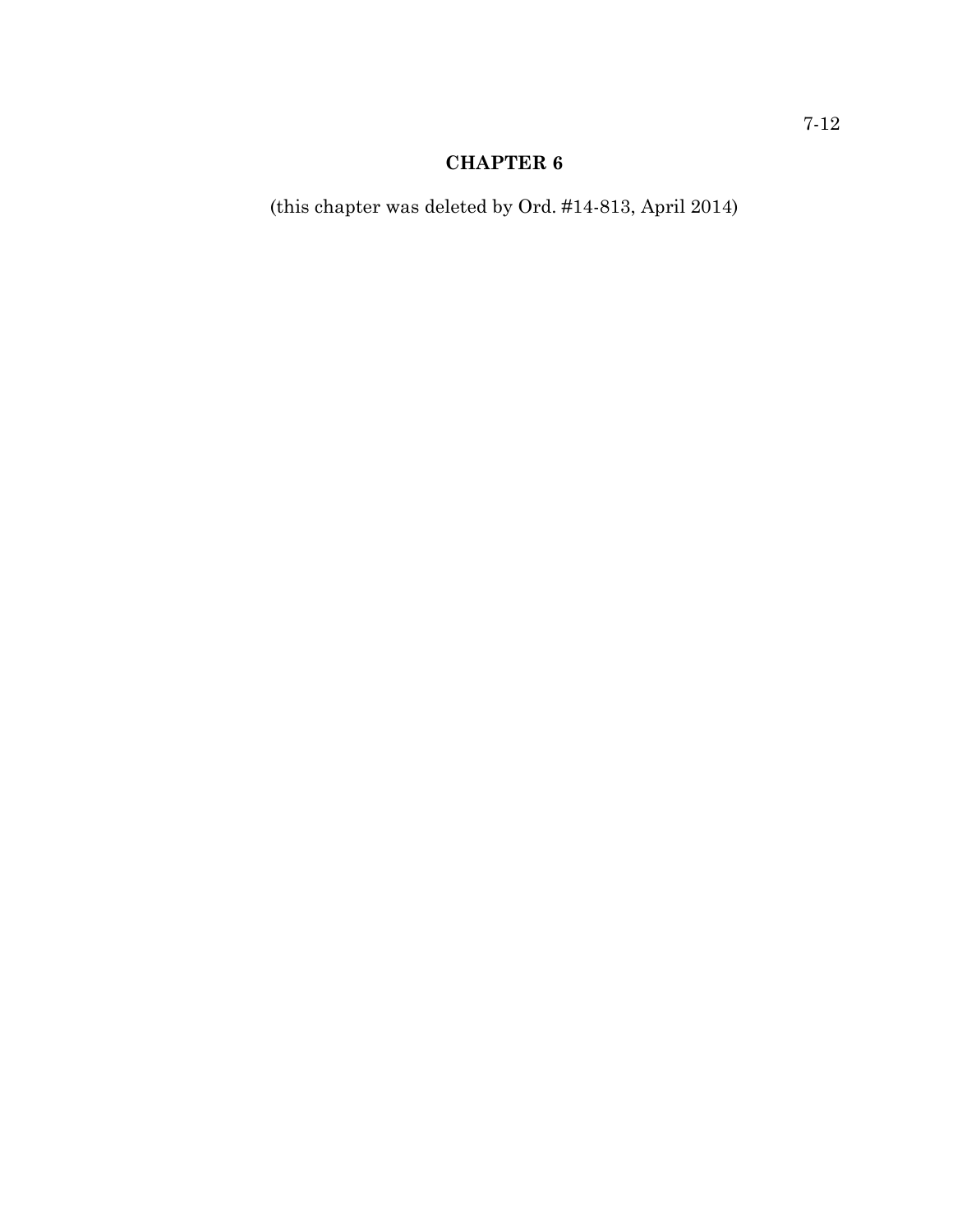# CHAPTER 6

(this chapter was deleted by Ord. #14-813, April 2014)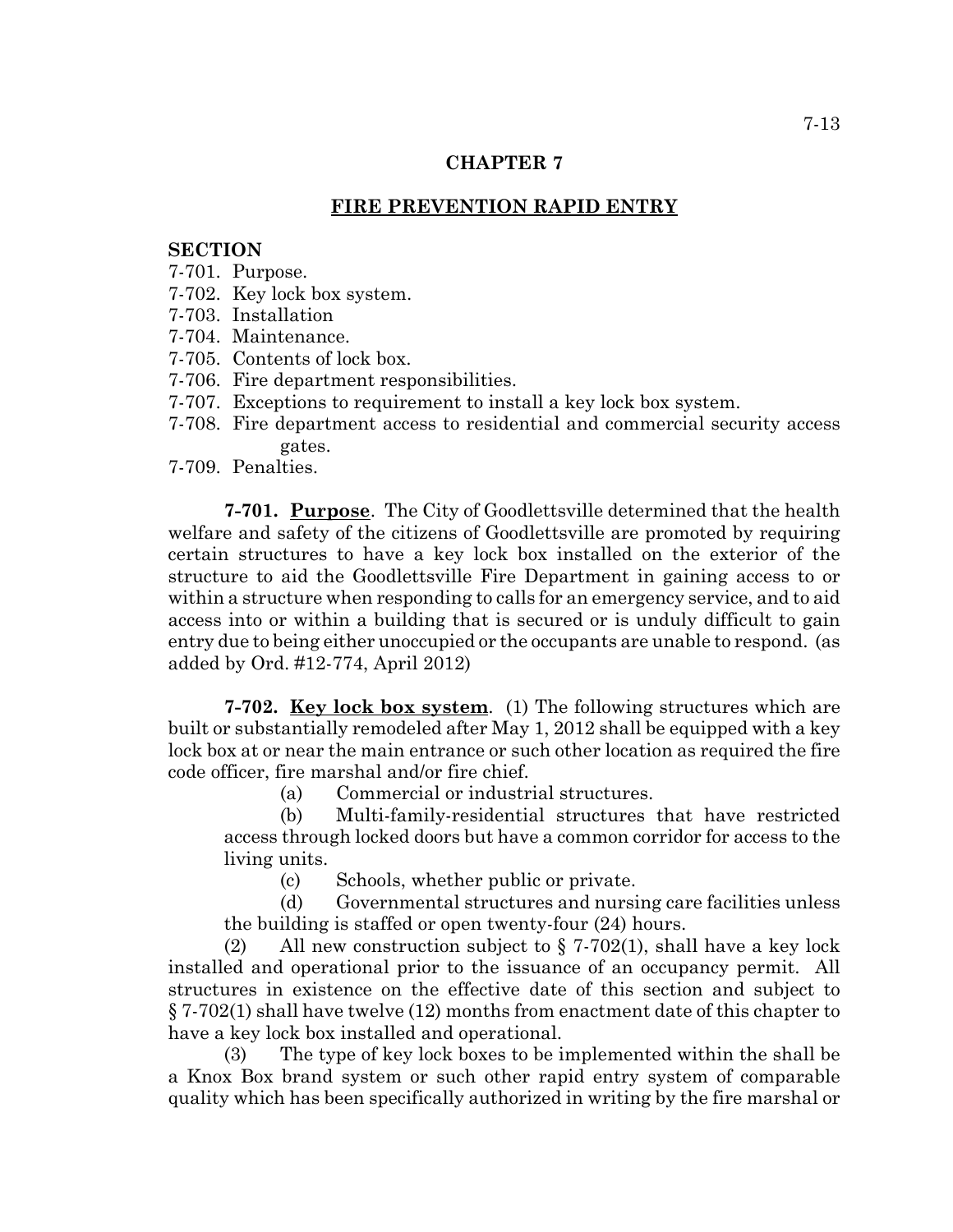# CHAPTER 7

## FIRE PREVENTION RAPID ENTRY

**SECTION**

7-701. Purpose.
7-702. Key lock box system.
7-703. Installation
7-704. Maintenance.
7-705. Contents of lock box.
7-706. Fire department responsibilities.
7-707. Exceptions to requirement to install a key lock box system.
7-708. Fire department access to residential and commercial security access gates.
7-709. Penalties.

**7-701. Purpose**. The City of Goodlettsville determined that the health welfare and safety of the citizens of Goodlettsville are promoted by requiring certain structures to have a key lock box installed on the exterior of the structure to aid the Goodlettsville Fire Department in gaining access to or within a structure when responding to calls for an emergency service, and to aid access into or within a building that is secured or is unduly difficult to gain entry due to being either unoccupied or the occupants are unable to respond. (as added by Ord. #12-774, April 2012)

**7-702. Key lock box system**. (1) The following structures which are built or substantially remodeled after May 1, 2012 shall be equipped with a key lock box at or near the main entrance or such other location as required the fire code officer, fire marshal and/or fire chief.

(a) Commercial or industrial structures.

(b) Multi-family-residential structures that have restricted access through locked doors but have a common corridor for access to the living units.

(c) Schools, whether public or private.

(d) Governmental structures and nursing care facilities unless the building is staffed or open twenty-four (24) hours.

(2) All new construction subject to § 7-702(1), shall have a key lock installed and operational prior to the issuance of an occupancy permit. All structures in existence on the effective date of this section and subject to § 7-702(1) shall have twelve (12) months from enactment date of this chapter to have a key lock box installed and operational.

(3) The type of key lock boxes to be implemented within the shall be a Knox Box brand system or such other rapid entry system of comparable quality which has been specifically authorized in writing by the fire marshal or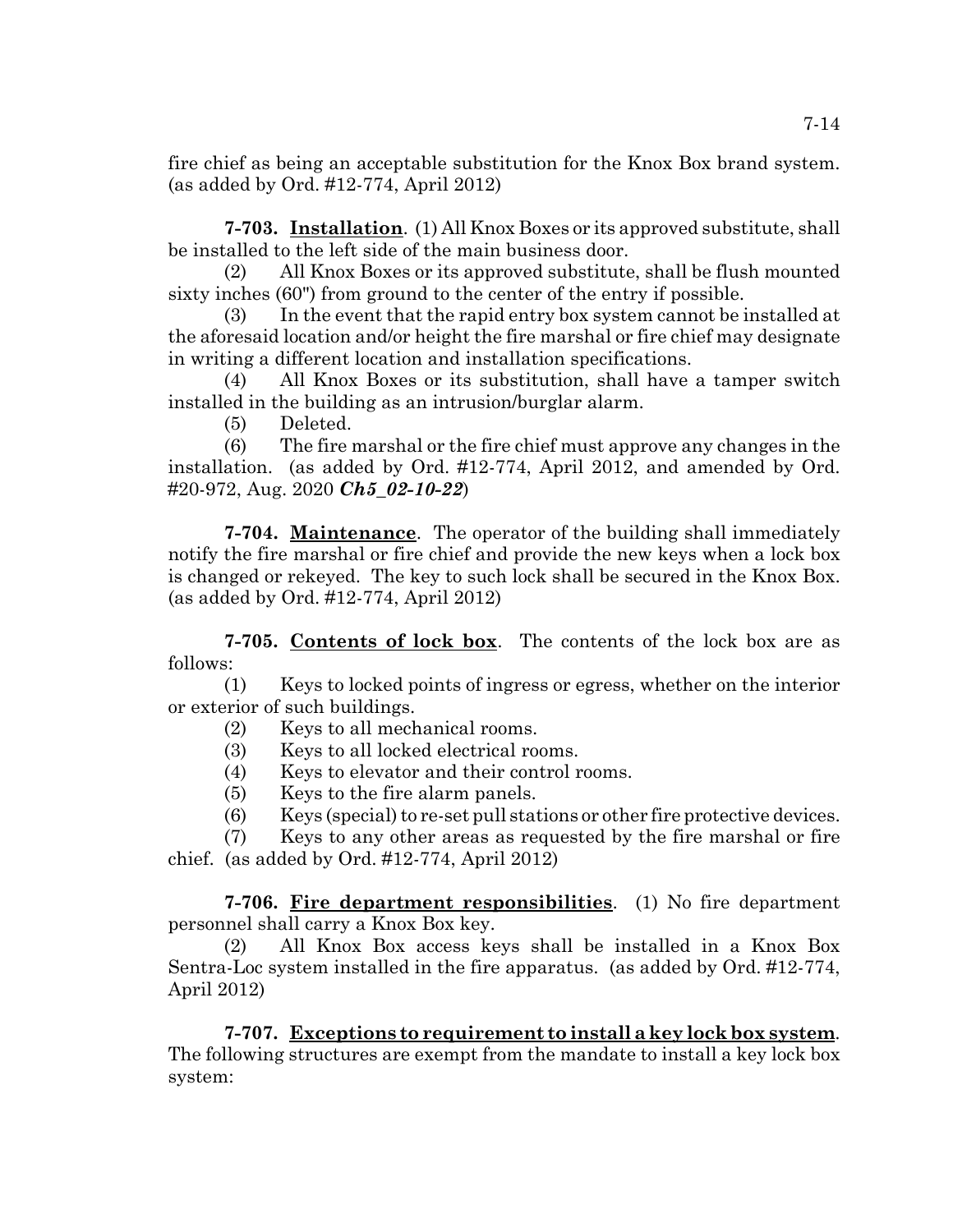fire chief as being an acceptable substitution for the Knox Box brand system. (as added by Ord. #12-774, April 2012)

**7-703. Installation**. (1) All Knox Boxes or its approved substitute, shall be installed to the left side of the main business door.

(2) All Knox Boxes or its approved substitute, shall be flush mounted sixty inches (60") from ground to the center of the entry if possible.

(3) In the event that the rapid entry box system cannot be installed at the aforesaid location and/or height the fire marshal or fire chief may designate in writing a different location and installation specifications.

(4) All Knox Boxes or its substitution, shall have a tamper switch installed in the building as an intrusion/burglar alarm.

(5) Deleted.

(6) The fire marshal or the fire chief must approve any changes in the installation. (as added by Ord. #12-774, April 2012, and amended by Ord. #20-972, Aug. 2020 ***Ch5_02-10-22***)

**7-704. Maintenance**. The operator of the building shall immediately notify the fire marshal or fire chief and provide the new keys when a lock box is changed or rekeyed. The key to such lock shall be secured in the Knox Box. (as added by Ord. #12-774, April 2012)

**7-705. Contents of lock box**. The contents of the lock box are as follows:

(1) Keys to locked points of ingress or egress, whether on the interior or exterior of such buildings.

(2) Keys to all mechanical rooms.

(3) Keys to all locked electrical rooms.

(4) Keys to elevator and their control rooms.

(5) Keys to the fire alarm panels.

(6) Keys (special) to re-set pull stations or other fire protective devices.

(7) Keys to any other areas as requested by the fire marshal or fire chief. (as added by Ord. #12-774, April 2012)

**7-706. Fire department responsibilities**. (1) No fire department personnel shall carry a Knox Box key.

(2) All Knox Box access keys shall be installed in a Knox Box Sentra-Loc system installed in the fire apparatus. (as added by Ord. #12-774, April 2012)

**7-707. Exceptions to requirement to install a key lock box system**. The following structures are exempt from the mandate to install a key lock box system: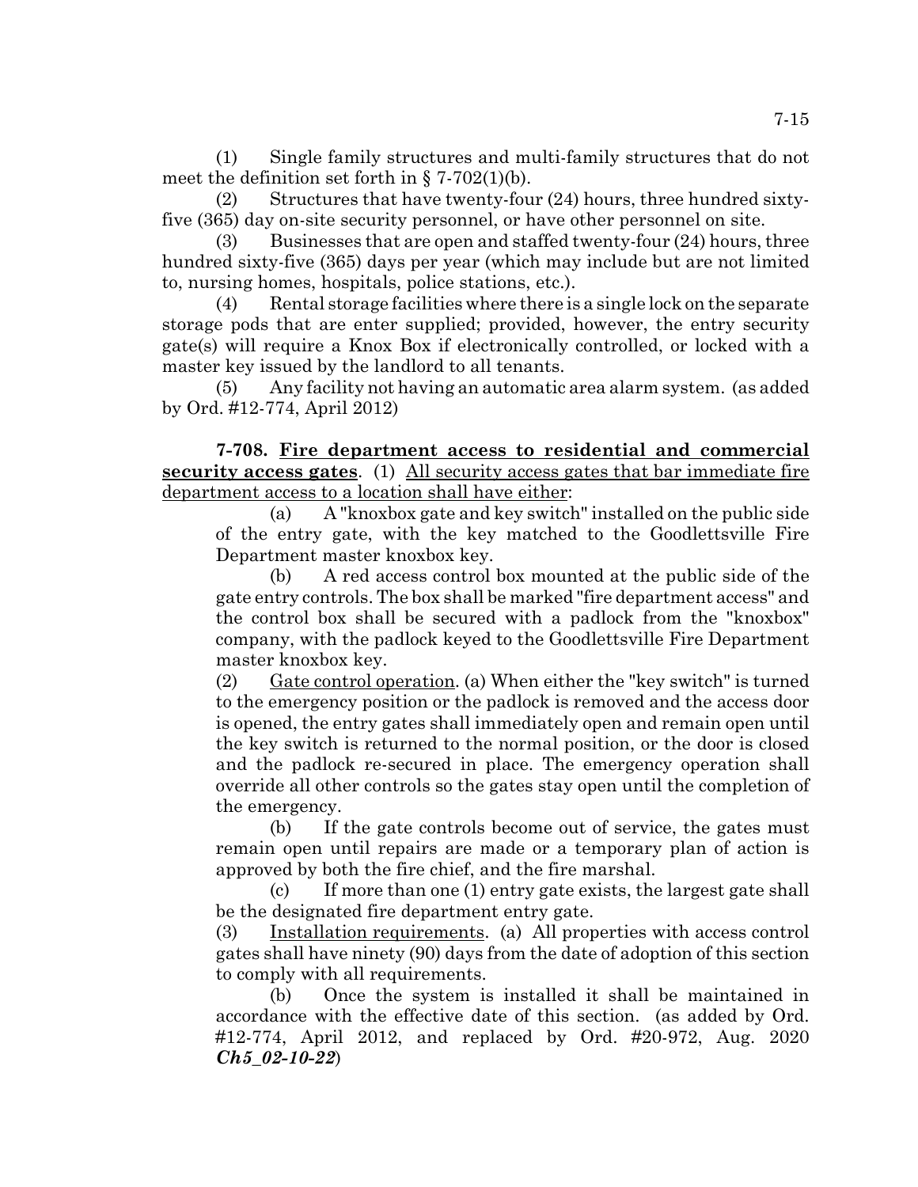(1) Single family structures and multi-family structures that do not meet the definition set forth in § 7-702(1)(b).

(2) Structures that have twenty-four (24) hours, three hundred sixty-five (365) day on-site security personnel, or have other personnel on site.

(3) Businesses that are open and staffed twenty-four (24) hours, three hundred sixty-five (365) days per year (which may include but are not limited to, nursing homes, hospitals, police stations, etc.).

(4) Rental storage facilities where there is a single lock on the separate storage pods that are enter supplied; provided, however, the entry security gate(s) will require a Knox Box if electronically controlled, or locked with a master key issued by the landlord to all tenants.

(5) Any facility not having an automatic area alarm system. (as added by Ord. #12-774, April 2012)

**7-708. Fire department access to residential and commercial security access gates**. (1) All security access gates that bar immediate fire department access to a location shall have either:

(a) A "knoxbox gate and key switch" installed on the public side of the entry gate, with the key matched to the Goodlettsville Fire Department master knoxbox key.

(b) A red access control box mounted at the public side of the gate entry controls. The box shall be marked "fire department access" and the control box shall be secured with a padlock from the "knoxbox" company, with the padlock keyed to the Goodlettsville Fire Department master knoxbox key.

(2) Gate control operation. (a) When either the "key switch" is turned to the emergency position or the padlock is removed and the access door is opened, the entry gates shall immediately open and remain open until the key switch is returned to the normal position, or the door is closed and the padlock re-secured in place. The emergency operation shall override all other controls so the gates stay open until the completion of the emergency.

(b) If the gate controls become out of service, the gates must remain open until repairs are made or a temporary plan of action is approved by both the fire chief, and the fire marshal.

(c) If more than one (1) entry gate exists, the largest gate shall be the designated fire department entry gate.

(3) Installation requirements. (a) All properties with access control gates shall have ninety (90) days from the date of adoption of this section to comply with all requirements.

(b) Once the system is installed it shall be maintained in accordance with the effective date of this section. (as added by Ord. #12-774, April 2012, and replaced by Ord. #20-972, Aug. 2020 ***Ch5_02-10-22***)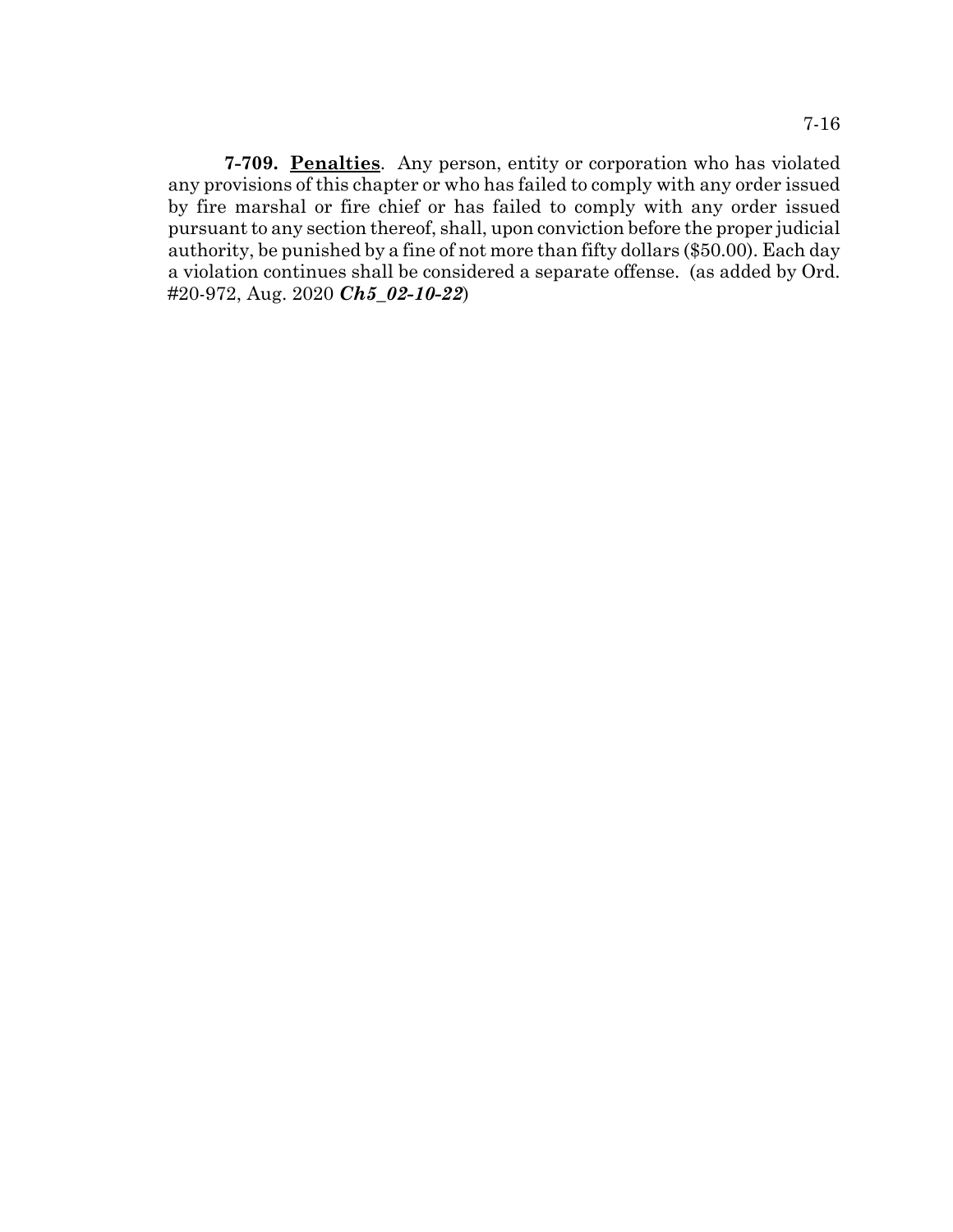**7-709. Penalties**. Any person, entity or corporation who has violated any provisions of this chapter or who has failed to comply with any order issued by fire marshal or fire chief or has failed to comply with any order issued pursuant to any section thereof, shall, upon conviction before the proper judicial authority, be punished by a fine of not more than fifty dollars ($50.00). Each day a violation continues shall be considered a separate offense. (as added by Ord. #20-972, Aug. 2020 ***Ch5_02-10-22***)